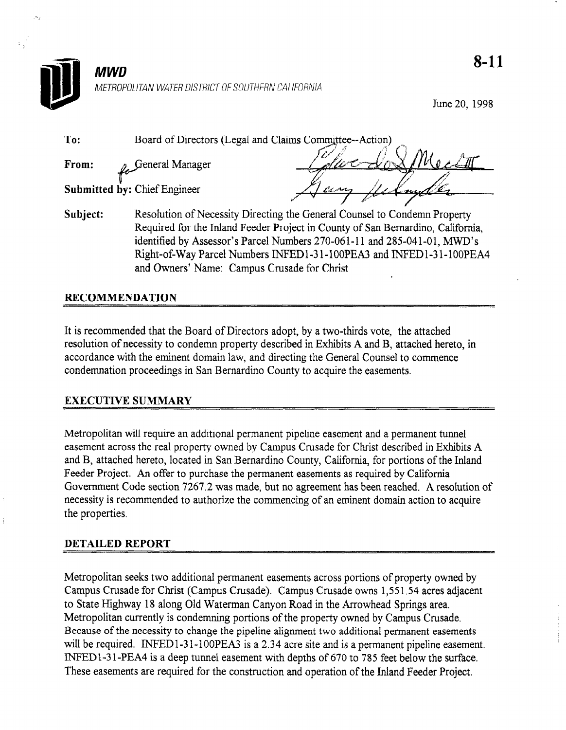**MWD**

*METROPOLITAN WATER DISTRICT OF SOUTHERN CALIFORNIA*

**8-11**

June 20, 1998

**To:** Board of Directors (Legal and Claims Committee--Action)

**From:** General Manager

**Submitted by:** Chief Engineer

**Subject:** Resolution of Necessity Directing the General Counsel to Condemn Property Required for the Inland Feeder Project in County of San Bernardino, California, identified by Assessor's Parcel Numbers 270-061-11 and 285-041-01, MWD's Right-of-Way Parcel Numbers INFED1-31-100PEA3 and INFED1-31-100PEA4 and Owners' Name: Campus Crusade for Christ

## RECOMMENDATION

It is recommended that the Board of Directors adopt, by a two-thirds vote, the attached resolution of necessity to condemn property described in Exhibits A and B, attached hereto, in accordance with the eminent domain law, and directing the General Counsel to commence condemnation proceedings in San Bernardino County to acquire the easements.

## EXECUTIVE SUMMARY

Metropolitan will require an additional permanent pipeline easement and a permanent tunnel easement across the real property owned by Campus Crusade for Christ described in Exhibits A and B, attached hereto, located in San Bernardino County, California, for portions of the Inland Feeder Project. An offer to purchase the permanent easements as required by California Government Code section 7267.2 was made, but no agreement has been reached. A resolution of necessity is recommended to authorize the commencing of an eminent domain action to acquire the properties.

## DETAILED REPORT

Metropolitan seeks two additional permanent easements across portions of property owned by Campus Crusade for Christ (Campus Crusade). Campus Crusade owns 1,551.54 acres adjacent to State Highway 18 along Old Waterman Canyon Road in the Arrowhead Springs area. Metropolitan currently is condemning portions of the property owned by Campus Crusade. Because of the necessity to change the pipeline alignment two additional permanent easements will be required. INFED1-31-100PEA3 is a 2.34 acre site and is a permanent pipeline easement. INFED1-31-PEA4 is a deep tunnel easement with depths of 670 to 785 feet below the surface. These easements are required for the construction and operation of the Inland Feeder Project.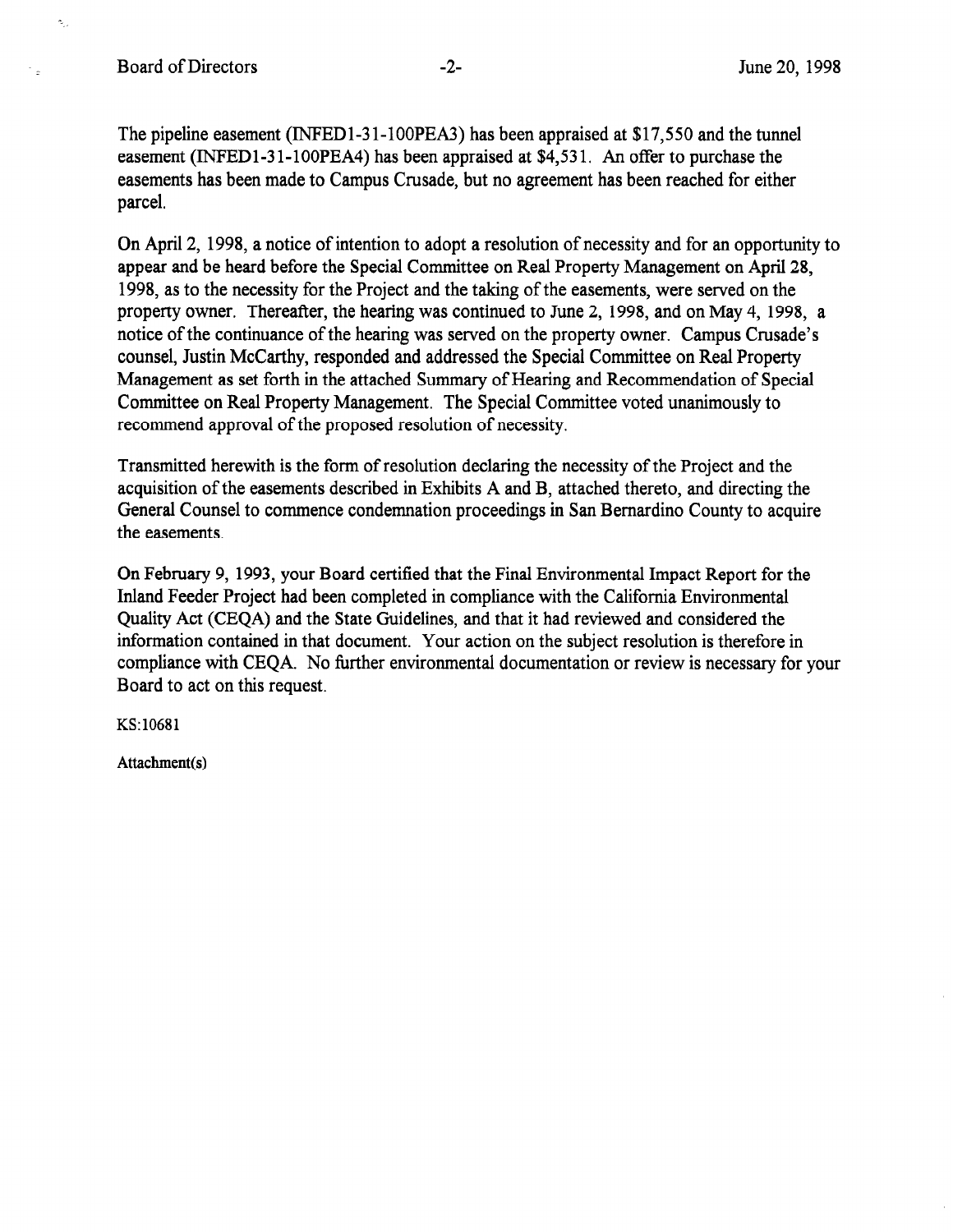The pipeline easement (INFED1-31-100PEA3) has been appraised at $17,550 and the tunnel easement (INFED1-31-100PEA4) has been appraised at $4,531. An offer to purchase the easements has been made to Campus Crusade, but no agreement has been reached for either parcel.

On April 2, 1998, a notice of intention to adopt a resolution of necessity and for an opportunity to appear and be heard before the Special Committee on Real Property Management on April 28, 1998, as to the necessity for the Project and the taking of the easements, were served on the property owner. Thereafter, the hearing was continued to June 2, 1998, and on May 4, 1998, a notice of the continuance of the hearing was served on the property owner. Campus Crusade's counsel, Justin McCarthy, responded and addressed the Special Committee on Real Property Management as set forth in the attached Summary of Hearing and Recommendation of Special Committee on Real Property Management. The Special Committee voted unanimously to recommend approval of the proposed resolution of necessity.

Transmitted herewith is the form of resolution declaring the necessity of the Project and the acquisition of the easements described in Exhibits A and B, attached thereto, and directing the General Counsel to commence condemnation proceedings in San Bernardino County to acquire the easements.

On February 9, 1993, your Board certified that the Final Environmental Impact Report for the Inland Feeder Project had been completed in compliance with the California Environmental Quality Act (CEQA) and the State Guidelines, and that it had reviewed and considered the information contained in that document. Your action on the subject resolution is therefore in compliance with CEQA. No further environmental documentation or review is necessary for your Board to act on this request.

KS:10681

Attachment(s)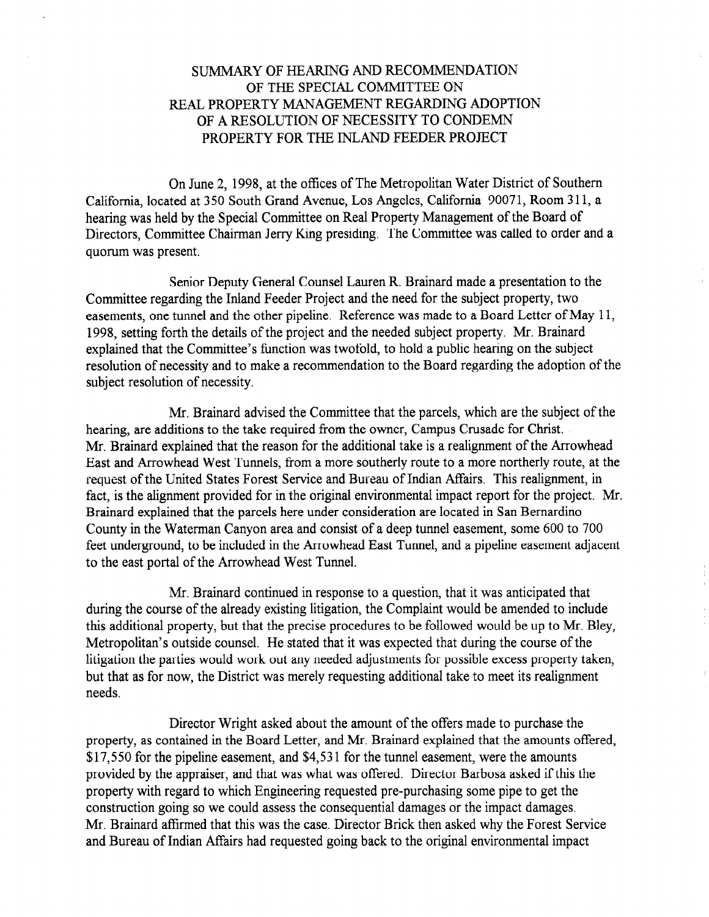# SUMMARY OF HEARING AND RECOMMENDATION OF THE SPECIAL COMMITTEE ON REAL PROPERTY MANAGEMENT REGARDING ADOPTION OF A RESOLUTION OF NECESSITY TO CONDEMN PROPERTY FOR THE INLAND FEEDER PROJECT

On June 2, 1998, at the offices of The Metropolitan Water District of Southern California, located at 350 South Grand Avenue, Los Angeles, California 90071, Room 311, a hearing was held by the Special Committee on Real Property Management of the Board of Directors, Committee Chairman Jerry King presiding. The Committee was called to order and a quorum was present.

Senior Deputy General Counsel Lauren R. Brainard made a presentation to the Committee regarding the Inland Feeder Project and the need for the subject property, two easements, one tunnel and the other pipeline. Reference was made to a Board Letter of May 11, 1998, setting forth the details of the project and the needed subject property. Mr. Brainard explained that the Committee's function was twofold, to hold a public hearing on the subject resolution of necessity and to make a recommendation to the Board regarding the adoption of the subject resolution of necessity.

Mr. Brainard advised the Committee that the parcels, which are the subject of the hearing, are additions to the take required from the owner, Campus Crusade for Christ. Mr. Brainard explained that the reason for the additional take is a realignment of the Arrowhead East and Arrowhead West Tunnels, from a more southerly route to a more northerly route, at the request of the United States Forest Service and Bureau of Indian Affairs. This realignment, in fact, is the alignment provided for in the original environmental impact report for the project. Mr. Brainard explained that the parcels here under consideration are located in San Bernardino County in the Waterman Canyon area and consist of a deep tunnel easement, some 600 to 700 feet underground, to be included in the Arrowhead East Tunnel, and a pipeline easement adjacent to the east portal of the Arrowhead West Tunnel.

Mr. Brainard continued in response to a question, that it was anticipated that during the course of the already existing litigation, the Complaint would be amended to include this additional property, but that the precise procedures to be followed would be up to Mr. Bley, Metropolitan's outside counsel. He stated that it was expected that during the course of the litigation the parties would work out any needed adjustments for possible excess property taken, but that as for now, the District was merely requesting additional take to meet its realignment needs.

Director Wright asked about the amount of the offers made to purchase the property, as contained in the Board Letter, and Mr. Brainard explained that the amounts offered, $17,550 for the pipeline easement, and $4,531 for the tunnel easement, were the amounts provided by the appraiser, and that was what was offered. Director Barbosa asked if this the property with regard to which Engineering requested pre-purchasing some pipe to get the construction going so we could assess the consequential damages or the impact damages. Mr. Brainard affirmed that this was the case. Director Brick then asked why the Forest Service and Bureau of Indian Affairs had requested going back to the original environmental impact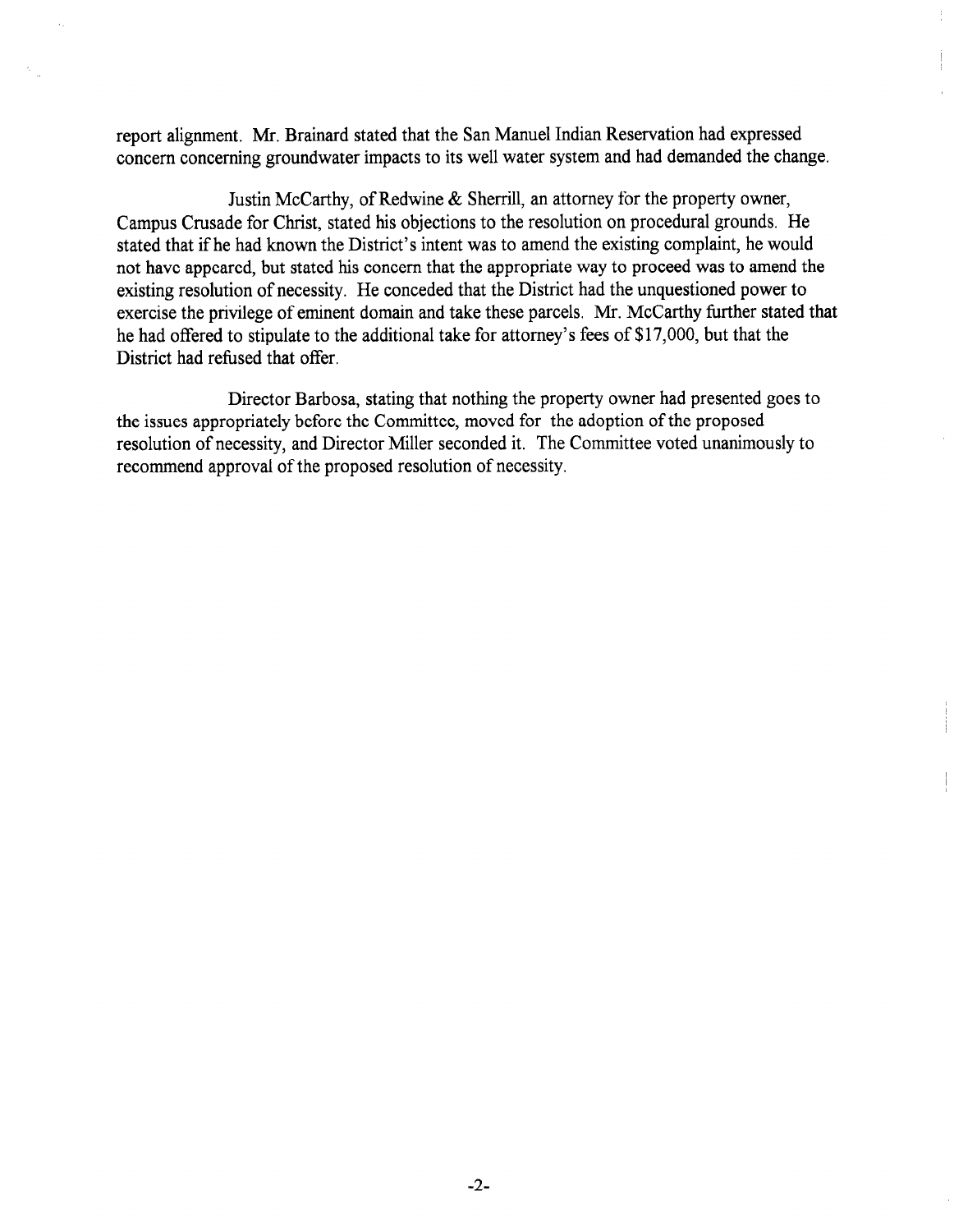report alignment. Mr. Brainard stated that the San Manuel Indian Reservation had expressed concern concerning groundwater impacts to its well water system and had demanded the change.

Justin McCarthy, of Redwine & Sherrill, an attorney for the property owner, Campus Crusade for Christ, stated his objections to the resolution on procedural grounds. He stated that if he had known the District's intent was to amend the existing complaint, he would not have appeared, but stated his concern that the appropriate way to proceed was to amend the existing resolution of necessity. He conceded that the District had the unquestioned power to exercise the privilege of eminent domain and take these parcels. Mr. McCarthy further stated that he had offered to stipulate to the additional take for attorney's fees of $17,000, but that the District had refused that offer.

Director Barbosa, stating that nothing the property owner had presented goes to the issues appropriately before the Committee, moved for the adoption of the proposed resolution of necessity, and Director Miller seconded it. The Committee voted unanimously to recommend approval of the proposed resolution of necessity.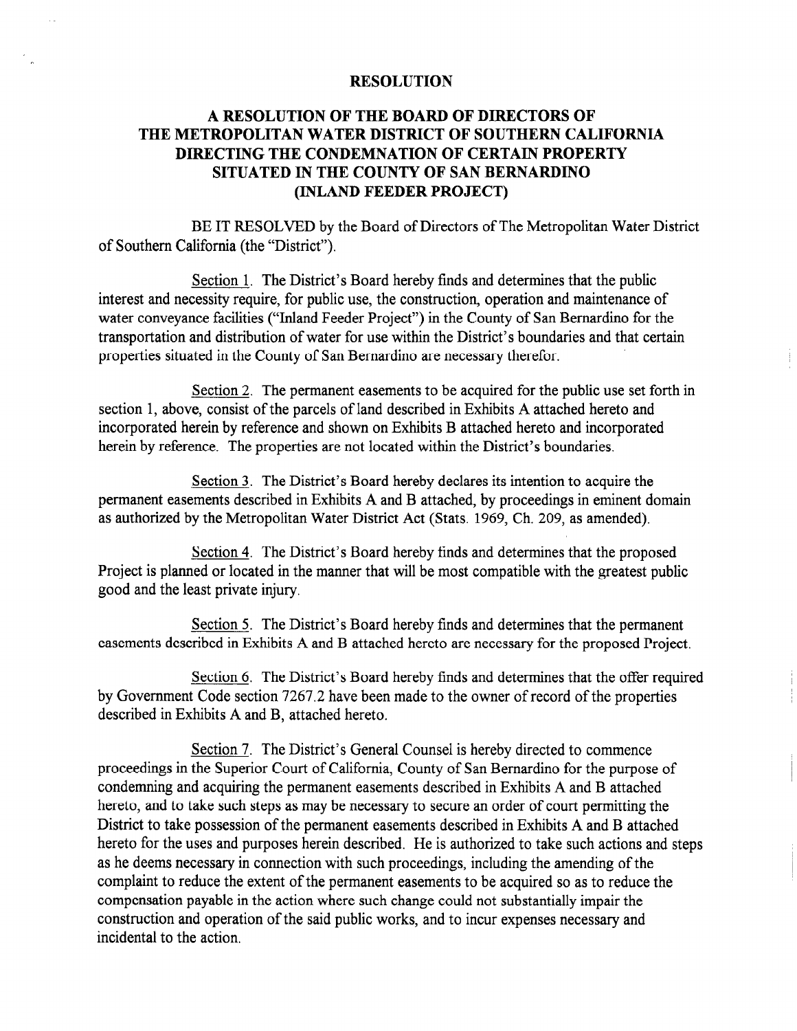# RESOLUTION

## A RESOLUTION OF THE BOARD OF DIRECTORS OF THE METROPOLITAN WATER DISTRICT OF SOUTHERN CALIFORNIA DIRECTING THE CONDEMNATION OF CERTAIN PROPERTY SITUATED IN THE COUNTY OF SAN BERNARDINO (INLAND FEEDER PROJECT)

BE IT RESOLVED by the Board of Directors of The Metropolitan Water District of Southern California (the "District").

Section 1. The District's Board hereby finds and determines that the public interest and necessity require, for public use, the construction, operation and maintenance of water conveyance facilities ("Inland Feeder Project") in the County of San Bernardino for the transportation and distribution of water for use within the District's boundaries and that certain properties situated in the County of San Bernardino are necessary therefor.

Section 2. The permanent easements to be acquired for the public use set forth in section 1, above, consist of the parcels of land described in Exhibits A attached hereto and incorporated herein by reference and shown on Exhibits B attached hereto and incorporated herein by reference. The properties are not located within the District's boundaries.

Section 3. The District's Board hereby declares its intention to acquire the permanent easements described in Exhibits A and B attached, by proceedings in eminent domain as authorized by the Metropolitan Water District Act (Stats. 1969, Ch. 209, as amended).

Section 4. The District's Board hereby finds and determines that the proposed Project is planned or located in the manner that will be most compatible with the greatest public good and the least private injury.

Section 5. The District's Board hereby finds and determines that the permanent easements described in Exhibits A and B attached hereto are necessary for the proposed Project.

Section 6. The District's Board hereby finds and determines that the offer required by Government Code section 7267.2 have been made to the owner of record of the properties described in Exhibits A and B, attached hereto.

Section 7. The District's General Counsel is hereby directed to commence proceedings in the Superior Court of California, County of San Bernardino for the purpose of condemning and acquiring the permanent easements described in Exhibits A and B attached hereto, and to take such steps as may be necessary to secure an order of court permitting the District to take possession of the permanent easements described in Exhibits A and B attached hereto for the uses and purposes herein described. He is authorized to take such actions and steps as he deems necessary in connection with such proceedings, including the amending of the complaint to reduce the extent of the permanent easements to be acquired so as to reduce the compensation payable in the action where such change could not substantially impair the construction and operation of the said public works, and to incur expenses necessary and incidental to the action.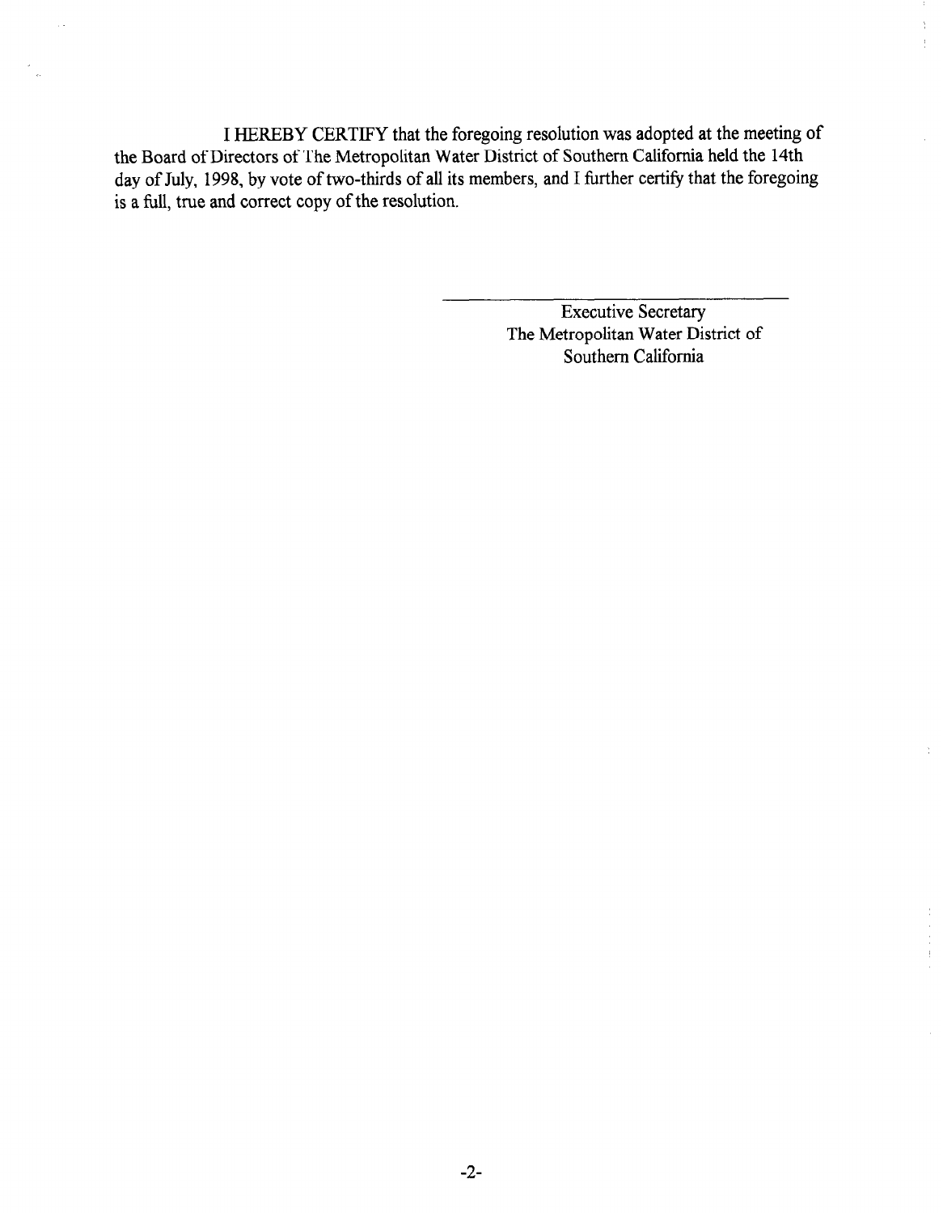I HEREBY CERTIFY that the foregoing resolution was adopted at the meeting of the Board of Directors of The Metropolitan Water District of Southern California held the 14th day of July, 1998, by vote of two-thirds of all its members, and I further certify that the foregoing is a full, true and correct copy of the resolution.

\_\_\_\_\_\_\_\_\_\_\_\_\_\_\_\_\_\_\_\_\_\_\_\_\_\_\_\_\_\_\_\_

Executive Secretary
The Metropolitan Water District of
Southern California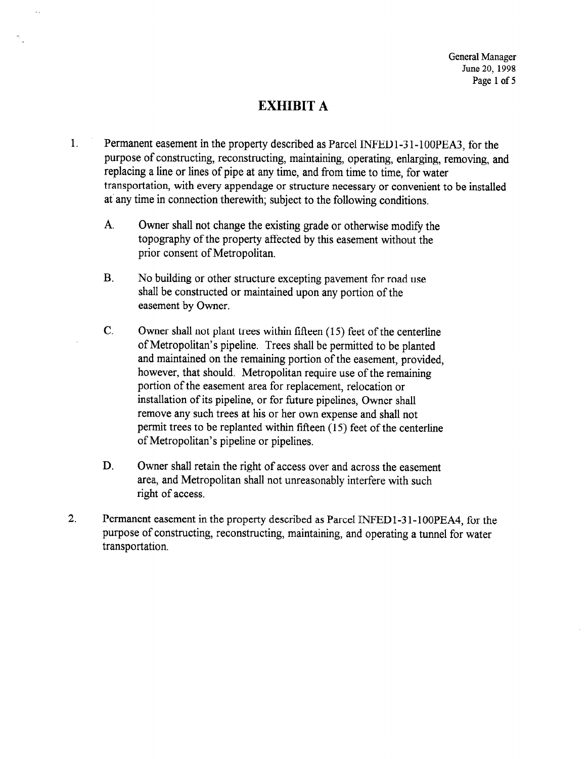# EXHIBIT A

1. Permanent easement in the property described as Parcel INFED1-31-100PEA3, for the purpose of constructing, reconstructing, maintaining, operating, enlarging, removing, and replacing a line or lines of pipe at any time, and from time to time, for water transportation, with every appendage or structure necessary or convenient to be installed at any time in connection therewith; subject to the following conditions.

   A. Owner shall not change the existing grade or otherwise modify the topography of the property affected by this easement without the prior consent of Metropolitan.

   B. No building or other structure excepting pavement for road use shall be constructed or maintained upon any portion of the easement by Owner.

   C. Owner shall not plant trees within fifteen (15) feet of the centerline of Metropolitan's pipeline. Trees shall be permitted to be planted and maintained on the remaining portion of the easement, provided, however, that should. Metropolitan require use of the remaining portion of the easement area for replacement, relocation or installation of its pipeline, or for future pipelines, Owner shall remove any such trees at his or her own expense and shall not permit trees to be replanted within fifteen (15) feet of the centerline of Metropolitan's pipeline or pipelines.

   D. Owner shall retain the right of access over and across the easement area, and Metropolitan shall not unreasonably interfere with such right of access.

2. Permanent easement in the property described as Parcel INFED1-31-100PEA4, for the purpose of constructing, reconstructing, maintaining, and operating a tunnel for water transportation.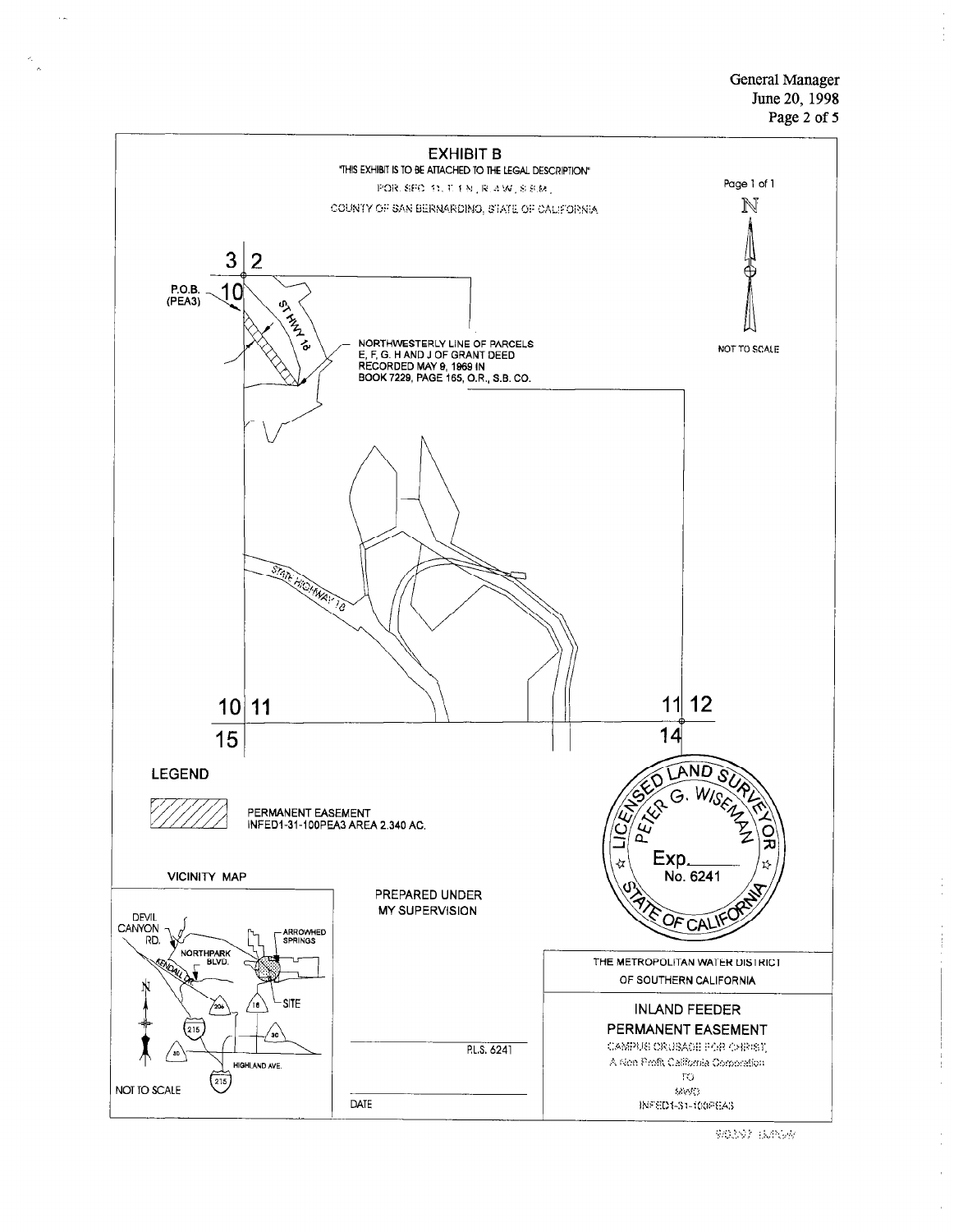General Manager
June 20, 1998

# EXHIBIT B

"THIS EXHIBIT IS TO BE ATTACHED TO THE LEGAL DESCRIPTION"

POR. SEC. 11, T. 1 N., R. 4 W., S.B.M.,

COUNTY OF SAN BERNARDINO, STATE OF CALIFORNIA

Page 1 of 1

N

NOT TO SCALE

3 | 2

P.O.B. (PEA3)

10

ST HWY 18

NORTHWESTERLY LINE OF PARCELS E, F, G, H AND J OF GRANT DEED RECORDED MAY 9, 1969 IN BOOK 7229, PAGE 165, O.R., S.B. CO.

STATE HIGHWAY 18

10 | 11

15

11 | 12

14

## LEGEND

PERMANENT EASEMENT
INFED1-31-100PEA3 AREA 2.340 AC.

LICENSED LAND SURVEYOR
PETER G. WISEMAN
Exp.______
No. 6241
STATE OF CALIFORNIA

## VICINITY MAP

DEVIL CANYON RD.
NORTHPARK BLVD.
KENDALL DR.
ARROWHEAD SPRINGS
SITE
206
18
215
30
HIGHLAND AVE.
215

NOT TO SCALE

PREPARED UNDER MY SUPERVISION

P.L.S. 6241

DATE

THE METROPOLITAN WATER DISTRICT OF SOUTHERN CALIFORNIA

INLAND FEEDER
PERMANENT EASEMENT
CAMPUS CRUSADE FOR CHRIST, A Non Profit California Corporation
TO
MWD
INFED1-31-100PEA3

980397 BJP/GW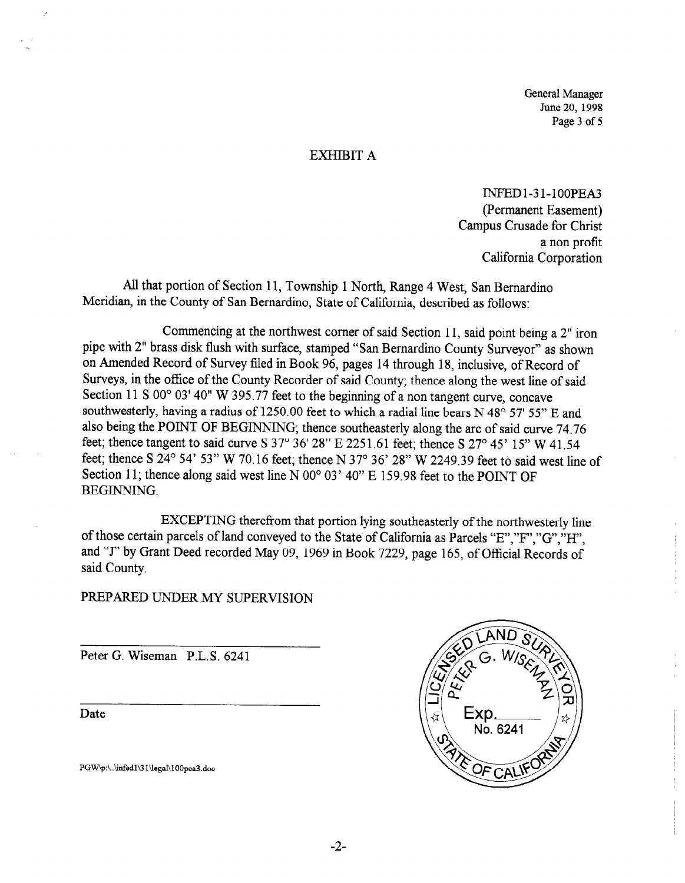General Manager
June 20, 1998

# EXHIBIT A

INFED1-31-100PEA3
(Permanent Easement)
Campus Crusade for Christ
a non profit
California Corporation

All that portion of Section 11, Township 1 North, Range 4 West, San Bernardino Meridian, in the County of San Bernardino, State of California, described as follows:

Commencing at the northwest corner of said Section 11, said point being a 2" iron pipe with 2" brass disk flush with surface, stamped "San Bernardino County Surveyor" as shown on Amended Record of Survey filed in Book 96, pages 14 through 18, inclusive, of Record of Surveys, in the office of the County Recorder of said County; thence along the west line of said Section 11 S 00° 03' 40" W 395.77 feet to the beginning of a non tangent curve, concave southwesterly, having a radius of 1250.00 feet to which a radial line bears N 48° 57' 55" E and also being the POINT OF BEGINNING; thence southeasterly along the arc of said curve 74.76 feet; thence tangent to said curve S 37° 36' 28" E 2251.61 feet; thence S 27° 45' 15" W 41.54 feet; thence S 24° 54' 53" W 70.16 feet; thence N 37° 36' 28" W 2249.39 feet to said west line of Section 11; thence along said west line N 00° 03' 40" E 159.98 feet to the POINT OF BEGINNING.

EXCEPTING therefrom that portion lying southeasterly of the northwesterly line of those certain parcels of land conveyed to the State of California as Parcels "E","F","G","H", and "J" by Grant Deed recorded May 09, 1969 in Book 7229, page 165, of Official Records of said County.

PREPARED UNDER MY SUPERVISION

\_\_\_\_\_\_\_\_\_\_\_\_\_\_\_\_\_\_\_\_\_\_\_\_\_\_\_\_\_\_

Peter G. Wiseman P.L.S. 6241

\_\_\_\_\_\_\_\_\_\_\_\_\_\_\_\_\_\_\_\_\_\_\_\_\_\_\_\_\_\_

Date

LICENSED LAND SURVEYOR
PETER G. WISEMAN
Exp.\_\_\_\_\_\_
No. 6241
STATE OF CALIFORNIA

PGW\p:\..\infed1\31\legal\100pea3.doc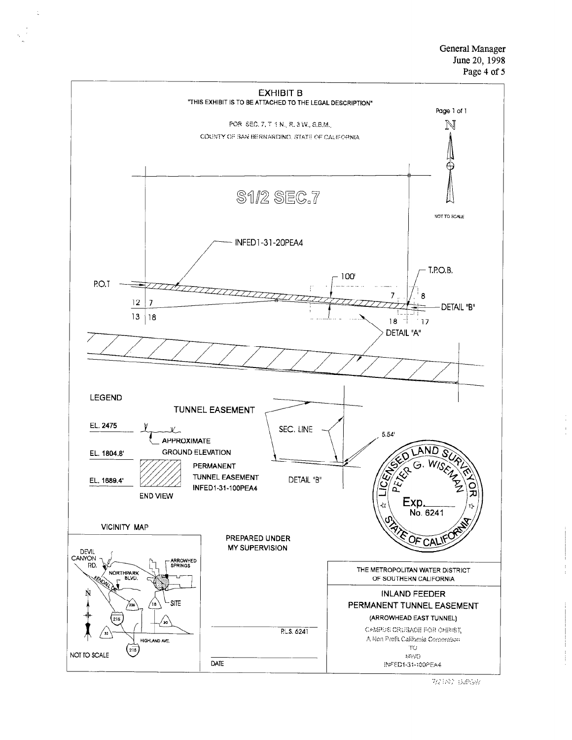# EXHIBIT B

"THIS EXHIBIT IS TO BE ATTACHED TO THE LEGAL DESCRIPTION"

Page 1 of 1

POR. SEC. 7, T. 1 N., R. 3 W., S.B.M.,

COUNTY OF SAN BERNARDINO, STATE OF CALIFORNIA

N

NOT TO SCALE

S1/2 SEC.7

INFED1-31-20PEA4

P.O.T

T.P.O.B.

100'

12 | 7

13 | 18

7 | 8

18 | 17

DETAIL "A"

DETAIL "B"

LEGEND

TUNNEL EASEMENT

EL. 2475 — APPROXIMATE GROUND ELEVATION

EL. 1804.8'

EL. 1689.4'

PERMANENT TUNNEL EASEMENT INFED1-31-100PEA4

END VIEW

SEC. LINE

5.54'

DETAIL "B"

LICENSED LAND SURVEYOR PETER G. WISEMAN Exp. ____ No. 6241 STATE OF CALIFORNIA

VICINITY MAP

DEVIL CANYON RD., NORTHPARK BLVD., KENDALL DR., ARROWHEAD SPRINGS, SITE, 206, 18, 215, 30, 30, HIGHLAND AVE., 215

NOT TO SCALE

PREPARED UNDER MY SUPERVISION

P.L.S. 6241

DATE

THE METROPOLITAN WATER DISTRICT OF SOUTHERN CALIFORNIA

INLAND FEEDER

PERMANENT TUNNEL EASEMENT

(ARROWHEAD EAST TUNNEL)

CAMPUS CRUSADE FOR CHRIST, A Non Profit California Corporation

TO

MWD

INFED1-31-100PEA4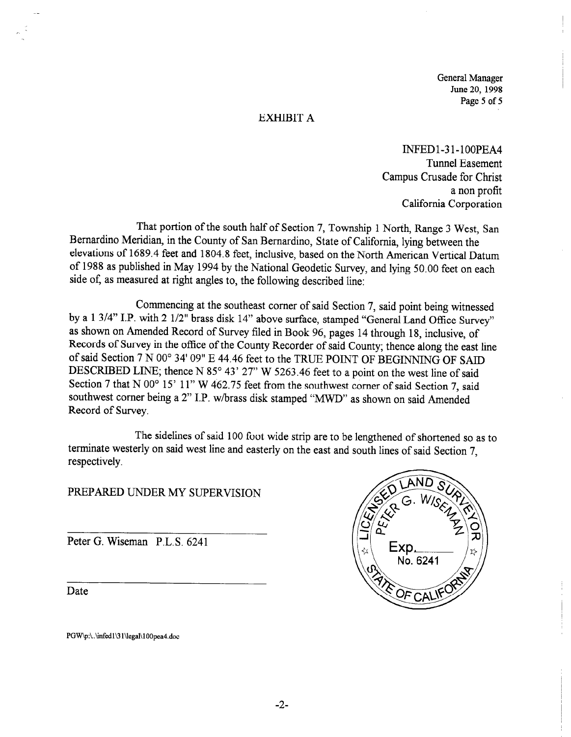General Manager
June 20, 1998
Page 5 of 5

EXHIBIT A

INFED1-31-100PEA4
Tunnel Easement
Campus Crusade for Christ
a non profit
California Corporation

That portion of the south half of Section 7, Township 1 North, Range 3 West, San Bernardino Meridian, in the County of San Bernardino, State of California, lying between the elevations of 1689.4 feet and 1804.8 feet, inclusive, based on the North American Vertical Datum of 1988 as published in May 1994 by the National Geodetic Survey, and lying 50.00 feet on each side of, as measured at right angles to, the following described line:

Commencing at the southeast corner of said Section 7, said point being witnessed by a 1 3/4" I.P. with 2 1/2" brass disk 14" above surface, stamped "General Land Office Survey" as shown on Amended Record of Survey filed in Book 96, pages 14 through 18, inclusive, of Records of Survey in the office of the County Recorder of said County; thence along the east line of said Section 7 N 00° 34' 09" E 44.46 feet to the TRUE POINT OF BEGINNING OF SAID DESCRIBED LINE; thence N 85° 43' 27" W 5263.46 feet to a point on the west line of said Section 7 that N 00° 15' 11" W 462.75 feet from the southwest corner of said Section 7, said southwest corner being a 2" I.P. w/brass disk stamped "MWD" as shown on said Amended Record of Survey.

The sidelines of said 100 foot wide strip are to be lengthened of shortened so as to terminate westerly on said west line and easterly on the east and south lines of said Section 7, respectively.

PREPARED UNDER MY SUPERVISION

Peter G. Wiseman P.L.S. 6241

Date

LICENSED LAND SURVEYOR
PETER G. WISEMAN
Exp.
No. 6241
STATE OF CALIFORNIA

PGW\p:\..\infed1\31\legal\100pea4.doc